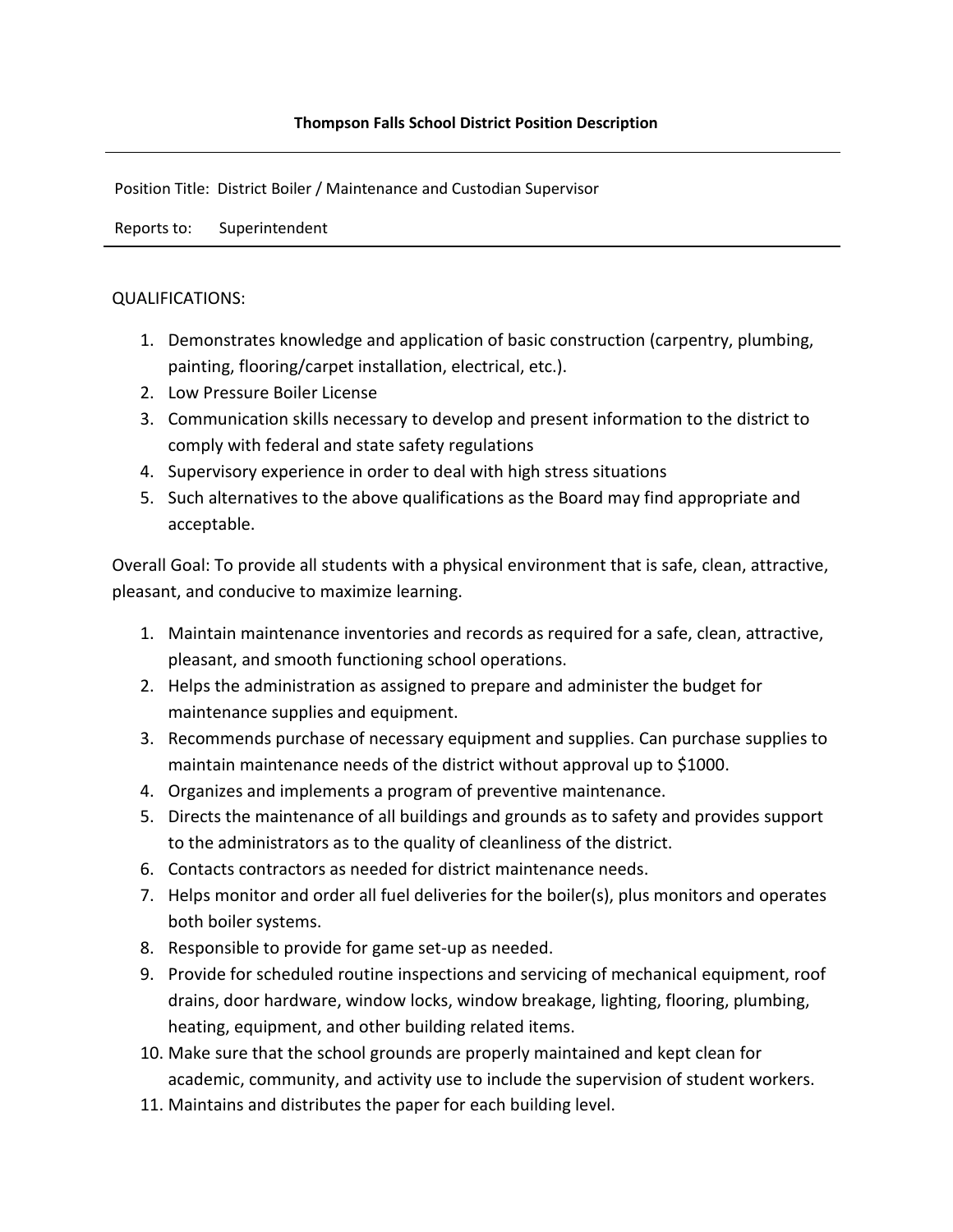**Thompson Falls School District Position Description**

---

Position Title: District Boiler / Maintenance and Custodian Supervisor

Reports to: Superintendent

---

QUALIFICATIONS:

1. Demonstrates knowledge and application of basic construction (carpentry, plumbing, painting, flooring/carpet installation, electrical, etc.).
2. Low Pressure Boiler License
3. Communication skills necessary to develop and present information to the district to comply with federal and state safety regulations
4. Supervisory experience in order to deal with high stress situations
5. Such alternatives to the above qualifications as the Board may find appropriate and acceptable.

Overall Goal: To provide all students with a physical environment that is safe, clean, attractive, pleasant, and conducive to maximize learning.

1. Maintain maintenance inventories and records as required for a safe, clean, attractive, pleasant, and smooth functioning school operations.
2. Helps the administration as assigned to prepare and administer the budget for maintenance supplies and equipment.
3. Recommends purchase of necessary equipment and supplies. Can purchase supplies to maintain maintenance needs of the district without approval up to $1000.
4. Organizes and implements a program of preventive maintenance.
5. Directs the maintenance of all buildings and grounds as to safety and provides support to the administrators as to the quality of cleanliness of the district.
6. Contacts contractors as needed for district maintenance needs.
7. Helps monitor and order all fuel deliveries for the boiler(s), plus monitors and operates both boiler systems.
8. Responsible to provide for game set-up as needed.
9. Provide for scheduled routine inspections and servicing of mechanical equipment, roof drains, door hardware, window locks, window breakage, lighting, flooring, plumbing, heating, equipment, and other building related items.
10. Make sure that the school grounds are properly maintained and kept clean for academic, community, and activity use to include the supervision of student workers.
11. Maintains and distributes the paper for each building level.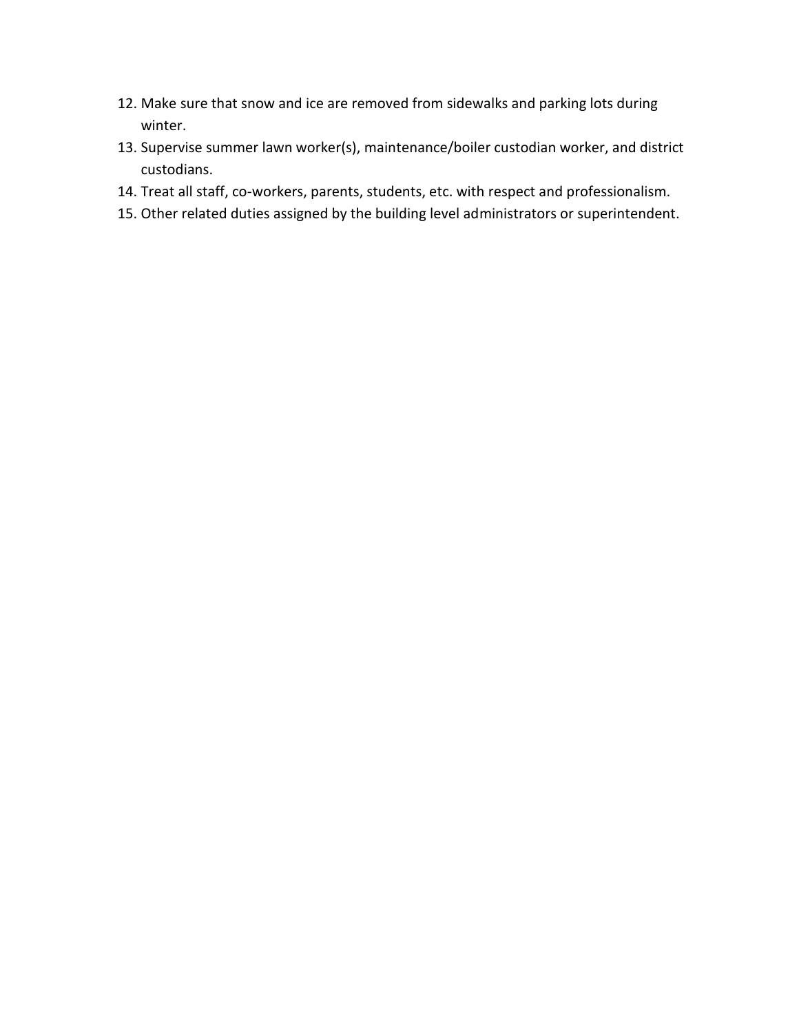12. Make sure that snow and ice are removed from sidewalks and parking lots during winter.
13. Supervise summer lawn worker(s), maintenance/boiler custodian worker, and district custodians.
14. Treat all staff, co-workers, parents, students, etc. with respect and professionalism.
15. Other related duties assigned by the building level administrators or superintendent.